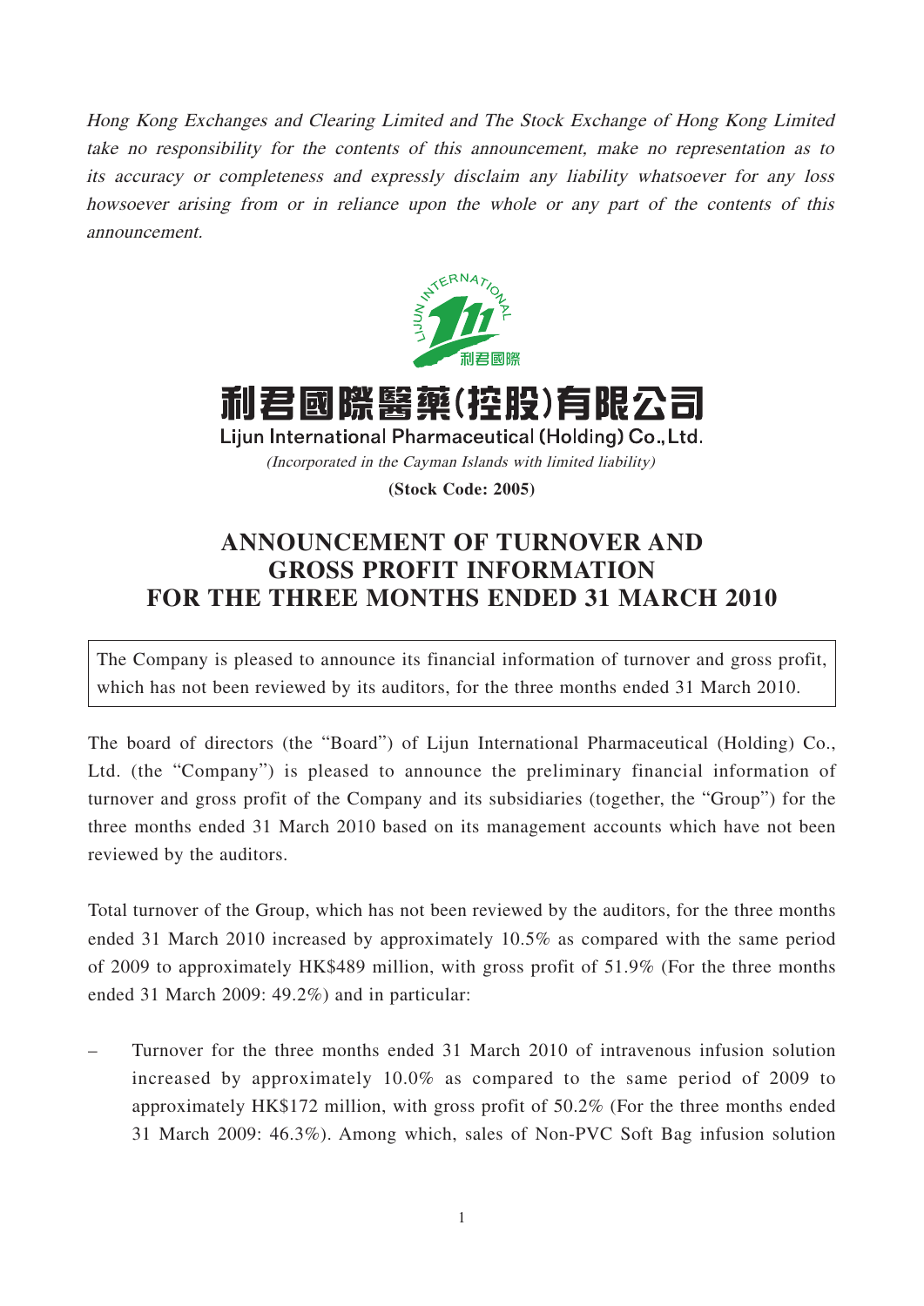*Hong Kong Exchanges and Clearing Limited and The Stock Exchange of Hong Kong Limited take no responsibility for the contents of this announcement, make no representation as to its accuracy or completeness and expressly disclaim any liability whatsoever for any loss howsoever arising from or in reliance upon the whole or any part of the contents of this announcement.*

# 利君國際醫藥(控股)有限公司

**Lijun International Pharmaceutical (Holding) Co., Ltd.**

*(Incorporated in the Cayman Islands with limited liability)*

**(Stock Code: 2005)**

## ANNOUNCEMENT OF TURNOVER AND GROSS PROFIT INFORMATION FOR THE THREE MONTHS ENDED 31 MARCH 2010

The Company is pleased to announce its financial information of turnover and gross profit, which has not been reviewed by its auditors, for the three months ended 31 March 2010.

The board of directors (the "Board") of Lijun International Pharmaceutical (Holding) Co., Ltd. (the "Company") is pleased to announce the preliminary financial information of turnover and gross profit of the Company and its subsidiaries (together, the "Group") for the three months ended 31 March 2010 based on its management accounts which have not been reviewed by the auditors.

Total turnover of the Group, which has not been reviewed by the auditors, for the three months ended 31 March 2010 increased by approximately 10.5% as compared with the same period of 2009 to approximately HK$489 million, with gross profit of 51.9% (For the three months ended 31 March 2009: 49.2%) and in particular:

– Turnover for the three months ended 31 March 2010 of intravenous infusion solution increased by approximately 10.0% as compared to the same period of 2009 to approximately HK$172 million, with gross profit of 50.2% (For the three months ended 31 March 2009: 46.3%). Among which, sales of Non-PVC Soft Bag infusion solution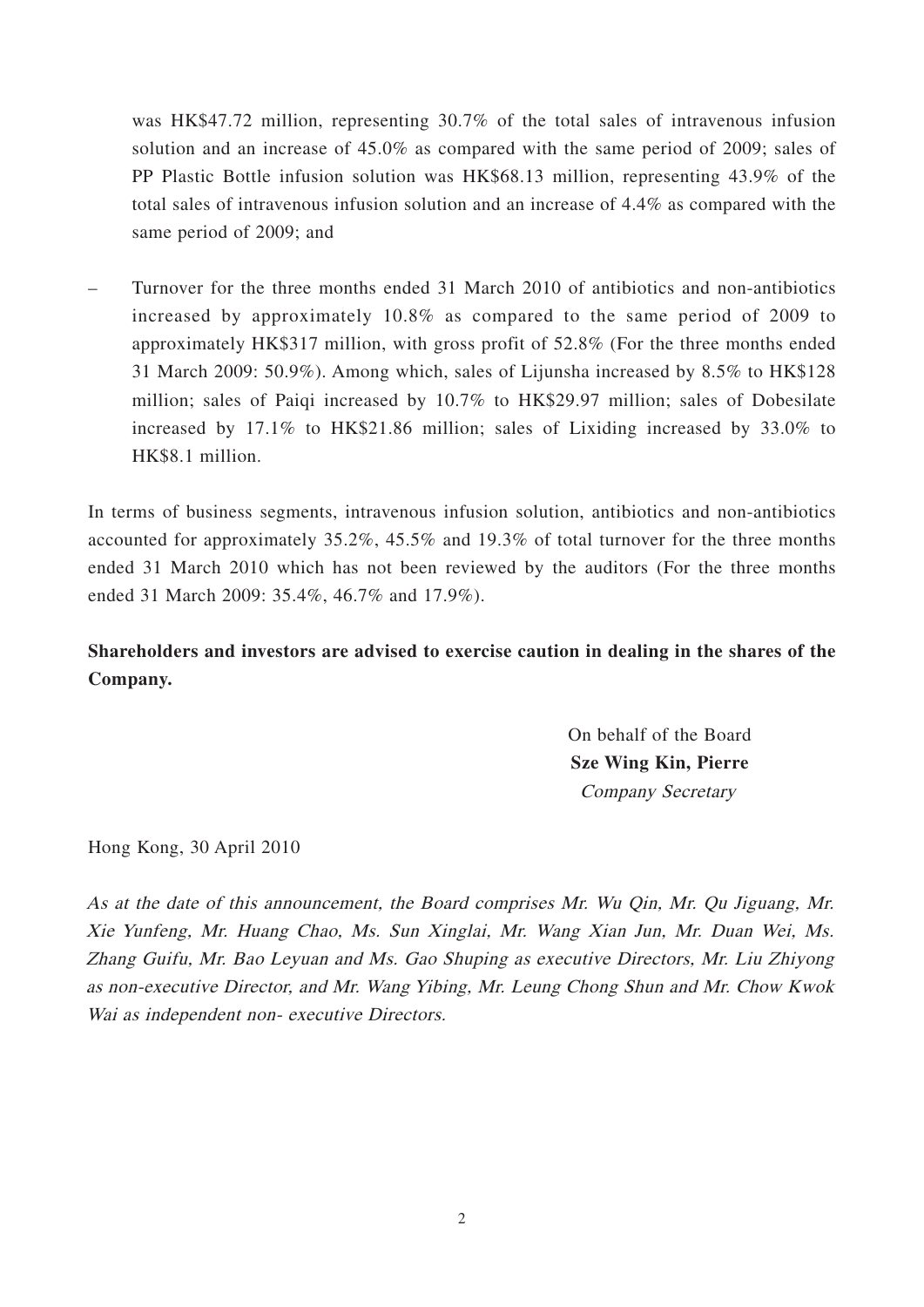was HK$47.72 million, representing 30.7% of the total sales of intravenous infusion solution and an increase of 45.0% as compared with the same period of 2009; sales of PP Plastic Bottle infusion solution was HK$68.13 million, representing 43.9% of the total sales of intravenous infusion solution and an increase of 4.4% as compared with the same period of 2009; and

– Turnover for the three months ended 31 March 2010 of antibiotics and non-antibiotics increased by approximately 10.8% as compared to the same period of 2009 to approximately HK$317 million, with gross profit of 52.8% (For the three months ended 31 March 2009: 50.9%). Among which, sales of Lijunsha increased by 8.5% to HK$128 million; sales of Paiqi increased by 10.7% to HK$29.97 million; sales of Dobesilate increased by 17.1% to HK$21.86 million; sales of Lixiding increased by 33.0% to HK$8.1 million.

In terms of business segments, intravenous infusion solution, antibiotics and non-antibiotics accounted for approximately 35.2%, 45.5% and 19.3% of total turnover for the three months ended 31 March 2010 which has not been reviewed by the auditors (For the three months ended 31 March 2009: 35.4%, 46.7% and 17.9%).

**Shareholders and investors are advised to exercise caution in dealing in the shares of the Company.**

On behalf of the Board
**Sze Wing Kin, Pierre**
*Company Secretary*

Hong Kong, 30 April 2010

*As at the date of this announcement, the Board comprises Mr. Wu Qin, Mr. Qu Jiguang, Mr. Xie Yunfeng, Mr. Huang Chao, Ms. Sun Xinglai, Mr. Wang Xian Jun, Mr. Duan Wei, Ms. Zhang Guifu, Mr. Bao Leyuan and Ms. Gao Shuping as executive Directors, Mr. Liu Zhiyong as non-executive Director, and Mr. Wang Yibing, Mr. Leung Chong Shun and Mr. Chow Kwok Wai as independent non- executive Directors.*